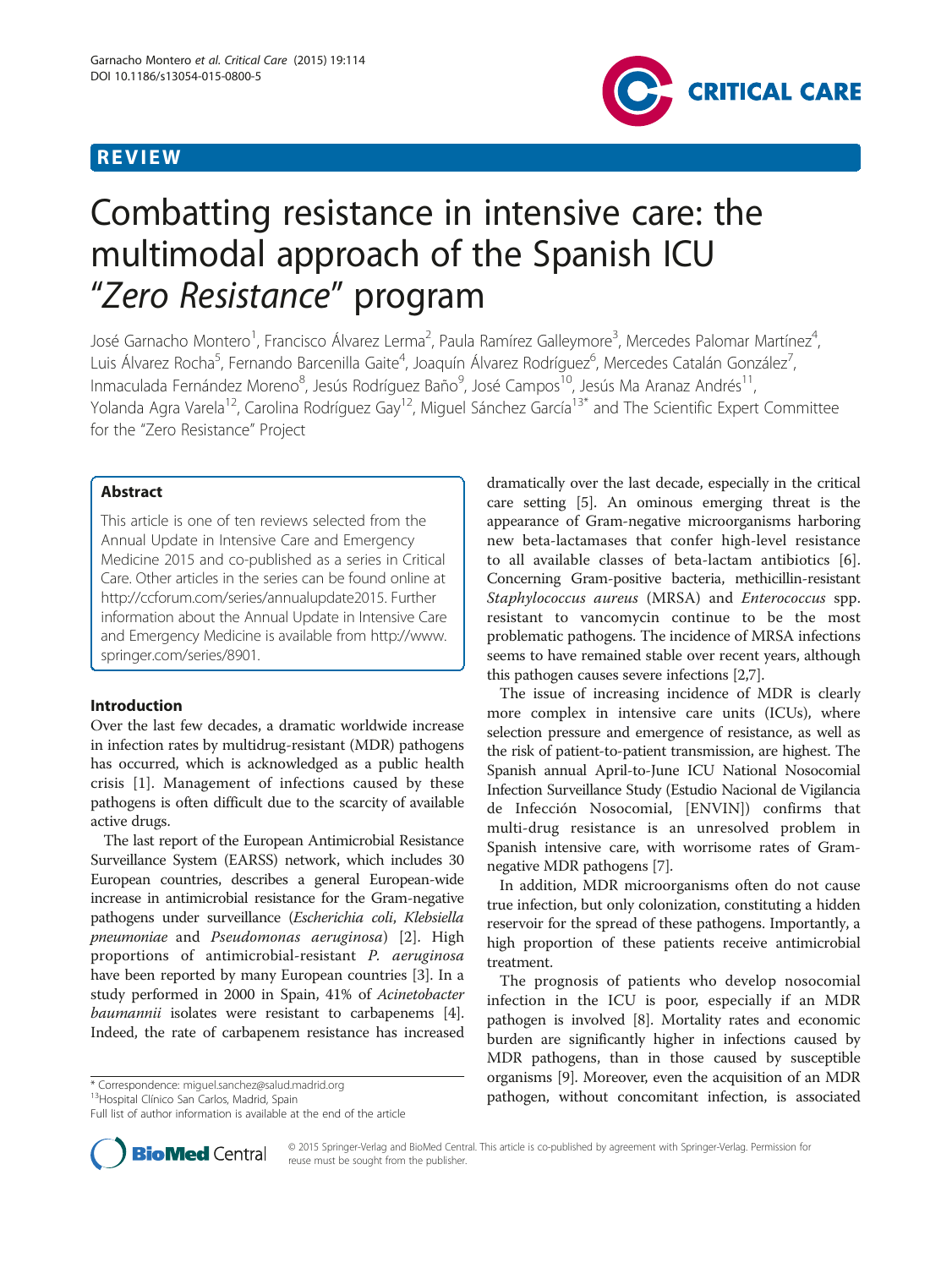REVIEW

# Combatting resistance in intensive care: the multimodal approach of the Spanish ICU "*Zero Resistance*" program

José Garnacho Montero[1], Francisco Álvarez Lerma[2], Paula Ramírez Galleymore[3], Mercedes Palomar Martínez[4], Luis Álvarez Rocha[5], Fernando Barcenilla Gaite[4], Joaquín Álvarez Rodríguez[6], Mercedes Catalán González[7], Inmaculada Fernández Moreno[8], Jesús Rodríguez Baño[9], José Campos[10], Jesús Ma Aranaz Andrés[11], Yolanda Agra Varela[12], Carolina Rodríguez Gay[12], Miguel Sánchez García[13*] and The Scientific Expert Committee for the "Zero Resistance" Project

## Abstract

This article is one of ten reviews selected from the Annual Update in Intensive Care and Emergency Medicine 2015 and co-published as a series in Critical Care. Other articles in the series can be found online at http://ccforum.com/series/annualupdate2015. Further information about the Annual Update in Intensive Care and Emergency Medicine is available from http://www.springer.com/series/8901.

## Introduction

Over the last few decades, a dramatic worldwide increase in infection rates by multidrug-resistant (MDR) pathogens has occurred, which is acknowledged as a public health crisis [1]. Management of infections caused by these pathogens is often difficult due to the scarcity of available active drugs.

The last report of the European Antimicrobial Resistance Surveillance System (EARSS) network, which includes 30 European countries, describes a general European-wide increase in antimicrobial resistance for the Gram-negative pathogens under surveillance (*Escherichia coli*, *Klebsiella pneumoniae* and *Pseudomonas aeruginosa*) [2]. High proportions of antimicrobial-resistant *P. aeruginosa* have been reported by many European countries [3]. In a study performed in 2000 in Spain, 41% of *Acinetobacter baumannii* isolates were resistant to carbapenems [4]. Indeed, the rate of carbapenem resistance has increased dramatically over the last decade, especially in the critical care setting [5]. An ominous emerging threat is the appearance of Gram-negative microorganisms harboring new beta-lactamases that confer high-level resistance to all available classes of beta-lactam antibiotics [6]. Concerning Gram-positive bacteria, methicillin-resistant *Staphylococcus aureus* (MRSA) and *Enterococcus* spp. resistant to vancomycin continue to be the most problematic pathogens. The incidence of MRSA infections seems to have remained stable over recent years, although this pathogen causes severe infections [2,7].

The issue of increasing incidence of MDR is clearly more complex in intensive care units (ICUs), where selection pressure and emergence of resistance, as well as the risk of patient-to-patient transmission, are highest. The Spanish annual April-to-June ICU National Nosocomial Infection Surveillance Study (Estudio Nacional de Vigilancia de Infección Nosocomial, [ENVIN]) confirms that multi-drug resistance is an unresolved problem in Spanish intensive care, with worrisome rates of Gram-negative MDR pathogens [7].

In addition, MDR microorganisms often do not cause true infection, but only colonization, constituting a hidden reservoir for the spread of these pathogens. Importantly, a high proportion of these patients receive antimicrobial treatment.

The prognosis of patients who develop nosocomial infection in the ICU is poor, especially if an MDR pathogen is involved [8]. Mortality rates and economic burden are significantly higher in infections caused by MDR pathogens, than in those caused by susceptible organisms [9]. Moreover, even the acquisition of an MDR pathogen, without concomitant infection, is associated

\* Correspondence: miguel.sanchez@salud.madrid.org
[13]Hospital Clínico San Carlos, Madrid, Spain
Full list of author information is available at the end of the article

© 2015 Springer-Verlag and BioMed Central. This article is co-published by agreement with Springer-Verlag. Permission for reuse must be sought from the publisher.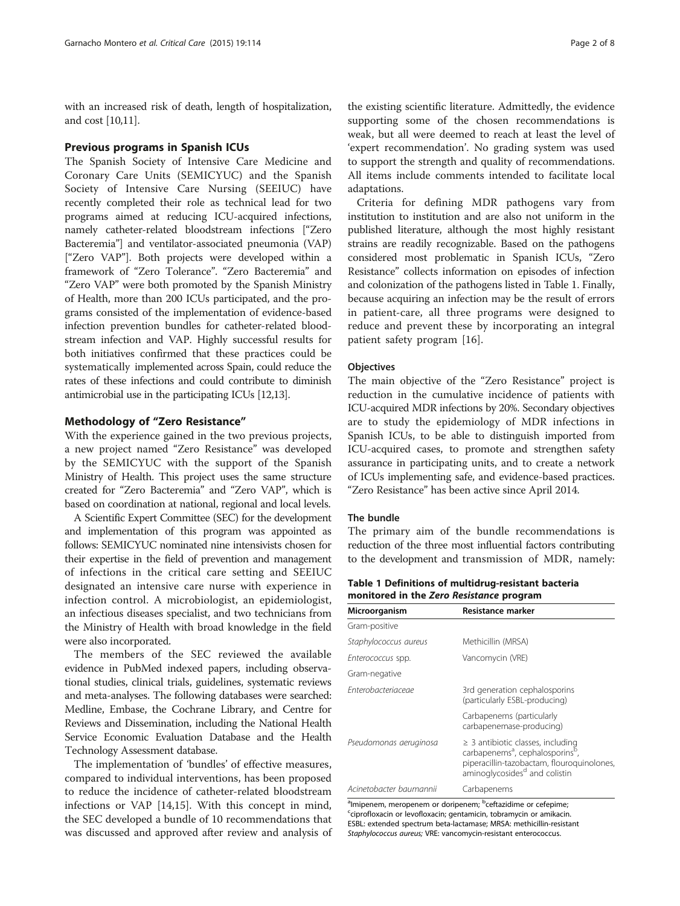with an increased risk of death, length of hospitalization, and cost [10,11].

## Previous programs in Spanish ICUs

The Spanish Society of Intensive Care Medicine and Coronary Care Units (SEMICYUC) and the Spanish Society of Intensive Care Nursing (SEEIUC) have recently completed their role as technical lead for two programs aimed at reducing ICU-acquired infections, namely catheter-related bloodstream infections ["Zero Bacteremia"] and ventilator-associated pneumonia (VAP) ["Zero VAP"]. Both projects were developed within a framework of "Zero Tolerance". "Zero Bacteremia" and "Zero VAP" were both promoted by the Spanish Ministry of Health, more than 200 ICUs participated, and the programs consisted of the implementation of evidence-based infection prevention bundles for catheter-related bloodstream infection and VAP. Highly successful results for both initiatives confirmed that these practices could be systematically implemented across Spain, could reduce the rates of these infections and could contribute to diminish antimicrobial use in the participating ICUs [12,13].

## Methodology of "Zero Resistance"

With the experience gained in the two previous projects, a new project named "Zero Resistance" was developed by the SEMICYUC with the support of the Spanish Ministry of Health. This project uses the same structure created for "Zero Bacteremia" and "Zero VAP", which is based on coordination at national, regional and local levels.

A Scientific Expert Committee (SEC) for the development and implementation of this program was appointed as follows: SEMICYUC nominated nine intensivists chosen for their expertise in the field of prevention and management of infections in the critical care setting and SEEIUC designated an intensive care nurse with experience in infection control. A microbiologist, an epidemiologist, an infectious diseases specialist, and two technicians from the Ministry of Health with broad knowledge in the field were also incorporated.

The members of the SEC reviewed the available evidence in PubMed indexed papers, including observational studies, clinical trials, guidelines, systematic reviews and meta-analyses. The following databases were searched: Medline, Embase, the Cochrane Library, and Centre for Reviews and Dissemination, including the National Health Service Economic Evaluation Database and the Health Technology Assessment database.

The implementation of 'bundles' of effective measures, compared to individual interventions, has been proposed to reduce the incidence of catheter-related bloodstream infections or VAP [14,15]. With this concept in mind, the SEC developed a bundle of 10 recommendations that was discussed and approved after review and analysis of the existing scientific literature. Admittedly, the evidence supporting some of the chosen recommendations is weak, but all were deemed to reach at least the level of 'expert recommendation'. No grading system was used to support the strength and quality of recommendations. All items include comments intended to facilitate local adaptations.

Criteria for defining MDR pathogens vary from institution to institution and are also not uniform in the published literature, although the most highly resistant strains are readily recognizable. Based on the pathogens considered most problematic in Spanish ICUs, "Zero Resistance" collects information on episodes of infection and colonization of the pathogens listed in Table 1. Finally, because acquiring an infection may be the result of errors in patient-care, all three programs were designed to reduce and prevent these by incorporating an integral patient safety program [16].

### Objectives

The main objective of the "Zero Resistance" project is reduction in the cumulative incidence of patients with ICU-acquired MDR infections by 20%. Secondary objectives are to study the epidemiology of MDR infections in Spanish ICUs, to be able to distinguish imported from ICU-acquired cases, to promote and strengthen safety assurance in participating units, and to create a network of ICUs implementing safe, and evidence-based practices. "Zero Resistance" has been active since April 2014.

### The bundle

The primary aim of the bundle recommendations is reduction of the three most influential factors contributing to the development and transmission of MDR, namely:

**Table 1 Definitions of multidrug-resistant bacteria monitored in the *Zero Resistance* program**

| Microorganism | Resistance marker |
|---|---|
| Gram-positive | |
| *Staphylococcus aureus* | Methicillin (MRSA) |
| *Enterococcus* spp. | Vancomycin (VRE) |
| Gram-negative | |
| *Enterobacteriaceae* | 3rd generation cephalosporins (particularly ESBL-producing) |
| | Carbapenems (particularly carbapenemase-producing) |
| *Pseudomonas aeruginosa* | ≥ 3 antibiotic classes, including carbapenems[a], cephalosporins[b], piperacillin-tazobactam, flouroquinolones, aminoglycosides[d] and colistin |
| *Acinetobacter baumannii* | Carbapenems |

[a]Imipenem, meropenem or doripenem; [b]ceftazidime or cefepime; [c]ciprofloxacin or levofloxacin; gentamicin, tobramycin or amikacin. ESBL: extended spectrum beta-lactamase; MRSA: methicillin-resistant *Staphylococcus aureus;* VRE: vancomycin-resistant enterococcus.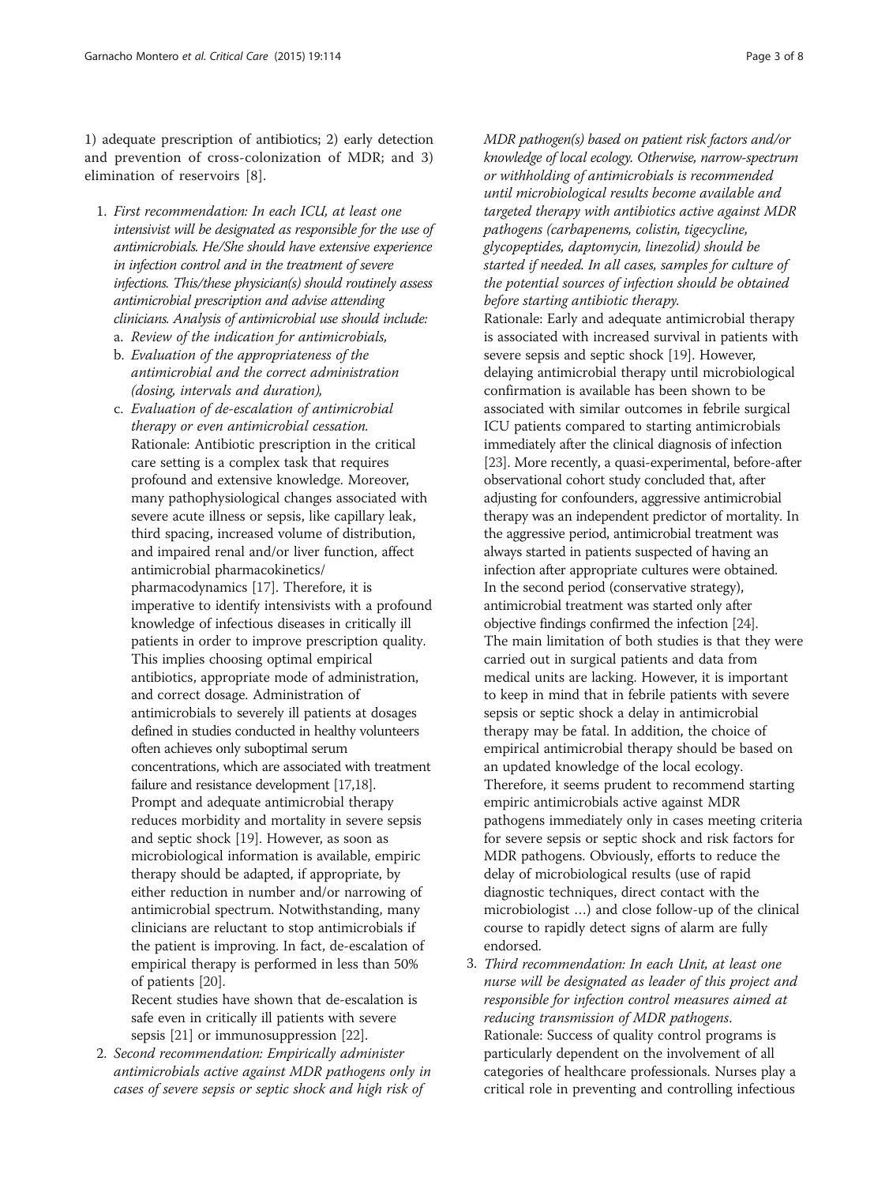1) adequate prescription of antibiotics; 2) early detection and prevention of cross-colonization of MDR; and 3) elimination of reservoirs [8].

1. *First recommendation: In each ICU, at least one intensivist will be designated as responsible for the use of antimicrobials. He/She should have extensive experience in infection control and in the treatment of severe infections. This/these physician(s) should routinely assess antimicrobial prescription and advise attending clinicians. Analysis of antimicrobial use should include:*
   a. *Review of the indication for antimicrobials,*
   b. *Evaluation of the appropriateness of the antimicrobial and the correct administration (dosing, intervals and duration),*
   c. *Evaluation of de-escalation of antimicrobial therapy or even antimicrobial cessation.*

   Rationale: Antibiotic prescription in the critical care setting is a complex task that requires profound and extensive knowledge. Moreover, many pathophysiological changes associated with severe acute illness or sepsis, like capillary leak, third spacing, increased volume of distribution, and impaired renal and/or liver function, affect antimicrobial pharmacokinetics/ pharmacodynamics [17]. Therefore, it is imperative to identify intensivists with a profound knowledge of infectious diseases in critically ill patients in order to improve prescription quality. This implies choosing optimal empirical antibiotics, appropriate mode of administration, and correct dosage. Administration of antimicrobials to severely ill patients at dosages defined in studies conducted in healthy volunteers often achieves only suboptimal serum concentrations, which are associated with treatment failure and resistance development [17,18]. Prompt and adequate antimicrobial therapy reduces morbidity and mortality in severe sepsis and septic shock [19]. However, as soon as microbiological information is available, empiric therapy should be adapted, if appropriate, by either reduction in number and/or narrowing of antimicrobial spectrum. Notwithstanding, many clinicians are reluctant to stop antimicrobials if the patient is improving. In fact, de-escalation of empirical therapy is performed in less than 50% of patients [20].

   Recent studies have shown that de-escalation is safe even in critically ill patients with severe sepsis [21] or immunosuppression [22].

2. *Second recommendation: Empirically administer antimicrobials active against MDR pathogens only in cases of severe sepsis or septic shock and high risk of MDR pathogen(s) based on patient risk factors and/or knowledge of local ecology. Otherwise, narrow-spectrum or withholding of antimicrobials is recommended until microbiological results become available and targeted therapy with antibiotics active against MDR pathogens (carbapenems, colistin, tigecycline, glycopeptides, daptomycin, linezolid) should be started if needed. In all cases, samples for culture of the potential sources of infection should be obtained before starting antibiotic therapy.*

   Rationale: Early and adequate antimicrobial therapy is associated with increased survival in patients with severe sepsis and septic shock [19]. However, delaying antimicrobial therapy until microbiological confirmation is available has been shown to be associated with similar outcomes in febrile surgical ICU patients compared to starting antimicrobials immediately after the clinical diagnosis of infection [23]. More recently, a quasi-experimental, before-after observational cohort study concluded that, after adjusting for confounders, aggressive antimicrobial therapy was an independent predictor of mortality. In the aggressive period, antimicrobial treatment was always started in patients suspected of having an infection after appropriate cultures were obtained. In the second period (conservative strategy), antimicrobial treatment was started only after objective findings confirmed the infection [24]. The main limitation of both studies is that they were carried out in surgical patients and data from medical units are lacking. However, it is important to keep in mind that in febrile patients with severe sepsis or septic shock a delay in antimicrobial therapy may be fatal. In addition, the choice of empirical antimicrobial therapy should be based on an updated knowledge of the local ecology. Therefore, it seems prudent to recommend starting empiric antimicrobials active against MDR pathogens immediately only in cases meeting criteria for severe sepsis or septic shock and risk factors for MDR pathogens. Obviously, efforts to reduce the delay of microbiological results (use of rapid diagnostic techniques, direct contact with the microbiologist …) and close follow-up of the clinical course to rapidly detect signs of alarm are fully endorsed.

3. *Third recommendation: In each Unit, at least one nurse will be designated as leader of this project and responsible for infection control measures aimed at reducing transmission of MDR pathogens.*

   Rationale: Success of quality control programs is particularly dependent on the involvement of all categories of healthcare professionals. Nurses play a critical role in preventing and controlling infectious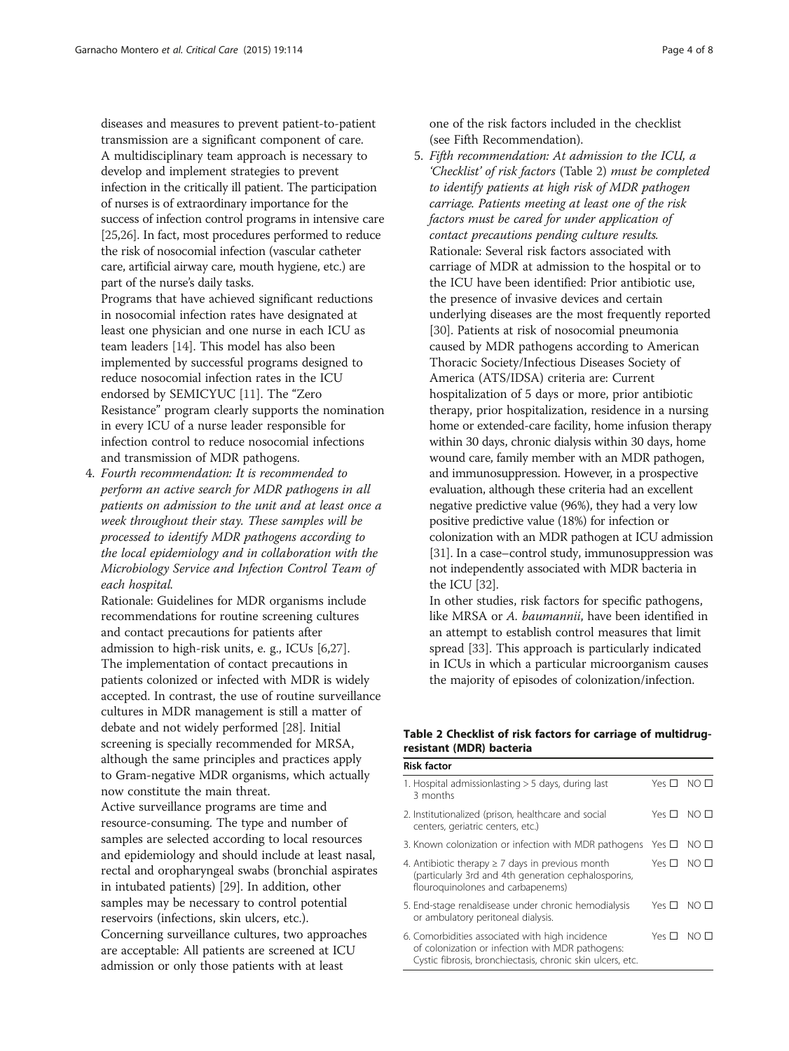diseases and measures to prevent patient-to-patient transmission are a significant component of care. A multidisciplinary team approach is necessary to develop and implement strategies to prevent infection in the critically ill patient. The participation of nurses is of extraordinary importance for the success of infection control programs in intensive care [25,26]. In fact, most procedures performed to reduce the risk of nosocomial infection (vascular catheter care, artificial airway care, mouth hygiene, etc.) are part of the nurse's daily tasks.

Programs that have achieved significant reductions in nosocomial infection rates have designated at least one physician and one nurse in each ICU as team leaders [14]. This model has also been implemented by successful programs designed to reduce nosocomial infection rates in the ICU endorsed by SEMICYUC [11]. The "Zero Resistance" program clearly supports the nomination in every ICU of a nurse leader responsible for infection control to reduce nosocomial infections and transmission of MDR pathogens.

4. *Fourth recommendation: It is recommended to perform an active search for MDR pathogens in all patients on admission to the unit and at least once a week throughout their stay. These samples will be processed to identify MDR pathogens according to the local epidemiology and in collaboration with the Microbiology Service and Infection Control Team of each hospital.*

   Rationale: Guidelines for MDR organisms include recommendations for routine screening cultures and contact precautions for patients after admission to high-risk units, e. g., ICUs [6,27]. The implementation of contact precautions in patients colonized or infected with MDR is widely accepted. In contrast, the use of routine surveillance cultures in MDR management is still a matter of debate and not widely performed [28]. Initial screening is specially recommended for MRSA, although the same principles and practices apply to Gram-negative MDR organisms, which actually now constitute the main threat.

   Active surveillance programs are time and resource-consuming. The type and number of samples are selected according to local resources and epidemiology and should include at least nasal, rectal and oropharyngeal swabs (bronchial aspirates in intubated patients) [29]. In addition, other samples may be necessary to control potential reservoirs (infections, skin ulcers, etc.).

   Concerning surveillance cultures, two approaches are acceptable: All patients are screened at ICU admission or only those patients with at least one of the risk factors included in the checklist (see Fifth Recommendation).

5. *Fifth recommendation: At admission to the ICU, a 'Checklist' of risk factors* (Table 2) *must be completed to identify patients at high risk of MDR pathogen carriage. Patients meeting at least one of the risk factors must be cared for under application of contact precautions pending culture results.*

   Rationale: Several risk factors associated with carriage of MDR at admission to the hospital or to the ICU have been identified: Prior antibiotic use, the presence of invasive devices and certain underlying diseases are the most frequently reported [30]. Patients at risk of nosocomial pneumonia caused by MDR pathogens according to American Thoracic Society/Infectious Diseases Society of America (ATS/IDSA) criteria are: Current hospitalization of 5 days or more, prior antibiotic therapy, prior hospitalization, residence in a nursing home or extended-care facility, home infusion therapy within 30 days, chronic dialysis within 30 days, home wound care, family member with an MDR pathogen, and immunosuppression. However, in a prospective evaluation, although these criteria had an excellent negative predictive value (96%), they had a very low positive predictive value (18%) for infection or colonization with an MDR pathogen at ICU admission [31]. In a case–control study, immunosuppression was not independently associated with MDR bacteria in the ICU [32].

   In other studies, risk factors for specific pathogens, like MRSA or *A. baumannii*, have been identified in an attempt to establish control measures that limit spread [33]. This approach is particularly indicated in ICUs in which a particular microorganism causes the majority of episodes of colonization/infection.

**Table 2 Checklist of risk factors for carriage of multidrug-resistant (MDR) bacteria**

| Risk factor | | |
|---|---|---|
| 1. Hospital admissionlasting > 5 days, during last 3 months | Yes ☐ | NO ☐ |
| 2. Institutionalized (prison, healthcare and social centers, geriatric centers, etc.) | Yes ☐ | NO ☐ |
| 3. Known colonization or infection with MDR pathogens | Yes ☐ | NO ☐ |
| 4. Antibiotic therapy ≥ 7 days in previous month (particularly 3rd and 4th generation cephalosporins, flouroquinolones and carbapenems) | Yes ☐ | NO ☐ |
| 5. End-stage renaldisease under chronic hemodialysis or ambulatory peritoneal dialysis. | Yes ☐ | NO ☐ |
| 6. Comorbidities associated with high incidence of colonization or infection with MDR pathogens: Cystic fibrosis, bronchiectasis, chronic skin ulcers, etc. | Yes ☐ | NO ☐ |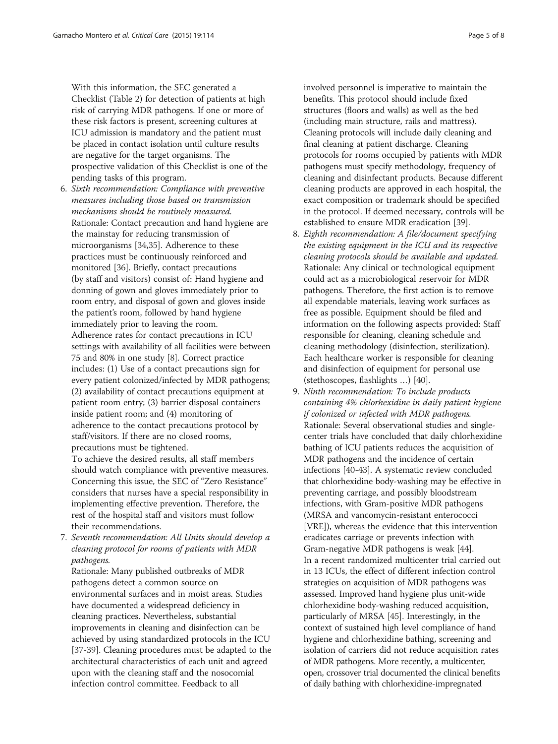With this information, the SEC generated a Checklist (Table 2) for detection of patients at high risk of carrying MDR pathogens. If one or more of these risk factors is present, screening cultures at ICU admission is mandatory and the patient must be placed in contact isolation until culture results are negative for the target organisms. The prospective validation of this Checklist is one of the pending tasks of this program.

6. *Sixth recommendation: Compliance with preventive measures including those based on transmission mechanisms should be routinely measured.*
   Rationale: Contact precaution and hand hygiene are the mainstay for reducing transmission of microorganisms [34,35]. Adherence to these practices must be continuously reinforced and monitored [36]. Briefly, contact precautions (by staff and visitors) consist of: Hand hygiene and donning of gown and gloves immediately prior to room entry, and disposal of gown and gloves inside the patient's room, followed by hand hygiene immediately prior to leaving the room.
   Adherence rates for contact precautions in ICU settings with availability of all facilities were between 75 and 80% in one study [8]. Correct practice includes: (1) Use of a contact precautions sign for every patient colonized/infected by MDR pathogens; (2) availability of contact precautions equipment at patient room entry; (3) barrier disposal containers inside patient room; and (4) monitoring of adherence to the contact precautions protocol by staff/visitors. If there are no closed rooms, precautions must be tightened.
   To achieve the desired results, all staff members should watch compliance with preventive measures. Concerning this issue, the SEC of "Zero Resistance" considers that nurses have a special responsibility in implementing effective prevention. Therefore, the rest of the hospital staff and visitors must follow their recommendations.
7. *Seventh recommendation: All Units should develop a cleaning protocol for rooms of patients with MDR pathogens.*
   Rationale: Many published outbreaks of MDR pathogens detect a common source on environmental surfaces and in moist areas. Studies have documented a widespread deficiency in cleaning practices. Nevertheless, substantial improvements in cleaning and disinfection can be achieved by using standardized protocols in the ICU [37-39]. Cleaning procedures must be adapted to the architectural characteristics of each unit and agreed upon with the cleaning staff and the nosocomial infection control committee. Feedback to all involved personnel is imperative to maintain the benefits. This protocol should include fixed structures (floors and walls) as well as the bed (including main structure, rails and mattress). Cleaning protocols will include daily cleaning and final cleaning at patient discharge. Cleaning protocols for rooms occupied by patients with MDR pathogens must specify methodology, frequency of cleaning and disinfectant products. Because different cleaning products are approved in each hospital, the exact composition or trademark should be specified in the protocol. If deemed necessary, controls will be established to ensure MDR eradication [39].
8. *Eighth recommendation: A file/document specifying the existing equipment in the ICU and its respective cleaning protocols should be available and updated.*
   Rationale: Any clinical or technological equipment could act as a microbiological reservoir for MDR pathogens. Therefore, the first action is to remove all expendable materials, leaving work surfaces as free as possible. Equipment should be filed and information on the following aspects provided: Staff responsible for cleaning, cleaning schedule and cleaning methodology (disinfection, sterilization). Each healthcare worker is responsible for cleaning and disinfection of equipment for personal use (stethoscopes, flashlights ...) [40].
9. *Ninth recommendation: To include products containing 4% chlorhexidine in daily patient hygiene if colonized or infected with MDR pathogens.*
   Rationale: Several observational studies and single-center trials have concluded that daily chlorhexidine bathing of ICU patients reduces the acquisition of MDR pathogens and the incidence of certain infections [40-43]. A systematic review concluded that chlorhexidine body-washing may be effective in preventing carriage, and possibly bloodstream infections, with Gram-positive MDR pathogens (MRSA and vancomycin-resistant enterococci [VRE]), whereas the evidence that this intervention eradicates carriage or prevents infection with Gram-negative MDR pathogens is weak [44].
   In a recent randomized multicenter trial carried out in 13 ICUs, the effect of different infection control strategies on acquisition of MDR pathogens was assessed. Improved hand hygiene plus unit-wide chlorhexidine body-washing reduced acquisition, particularly of MRSA [45]. Interestingly, in the context of sustained high level compliance of hand hygiene and chlorhexidine bathing, screening and isolation of carriers did not reduce acquisition rates of MDR pathogens. More recently, a multicenter, open, crossover trial documented the clinical benefits of daily bathing with chlorhexidine-impregnated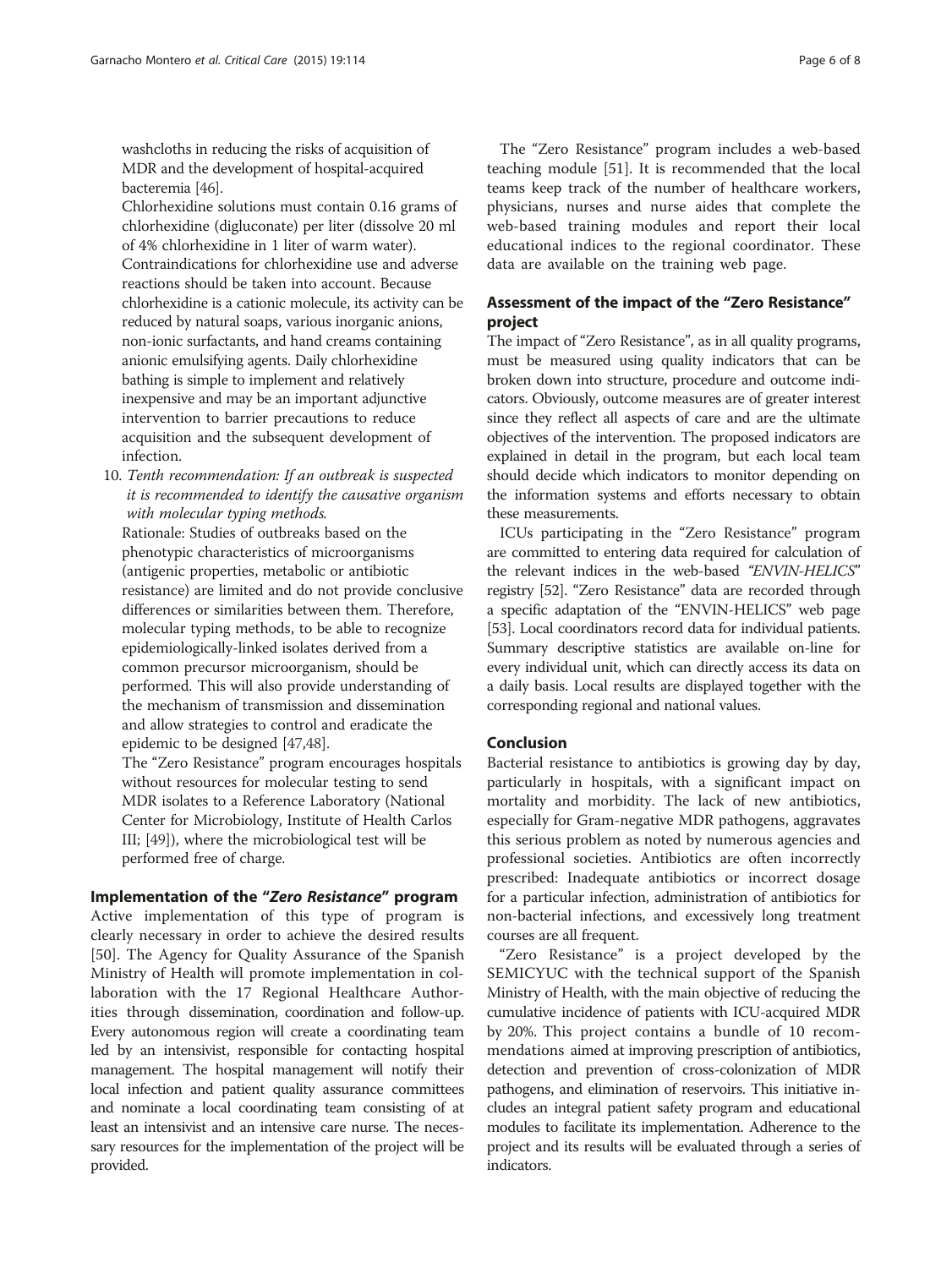washcloths in reducing the risks of acquisition of MDR and the development of hospital-acquired bacteremia [46].

Chlorhexidine solutions must contain 0.16 grams of chlorhexidine (digluconate) per liter (dissolve 20 ml of 4% chlorhexidine in 1 liter of warm water). Contraindications for chlorhexidine use and adverse reactions should be taken into account. Because chlorhexidine is a cationic molecule, its activity can be reduced by natural soaps, various inorganic anions, non-ionic surfactants, and hand creams containing anionic emulsifying agents. Daily chlorhexidine bathing is simple to implement and relatively inexpensive and may be an important adjunctive intervention to barrier precautions to reduce acquisition and the subsequent development of infection.

10. *Tenth recommendation: If an outbreak is suspected it is recommended to identify the causative organism with molecular typing methods.*

    Rationale: Studies of outbreaks based on the phenotypic characteristics of microorganisms (antigenic properties, metabolic or antibiotic resistance) are limited and do not provide conclusive differences or similarities between them. Therefore, molecular typing methods, to be able to recognize epidemiologically-linked isolates derived from a common precursor microorganism, should be performed. This will also provide understanding of the mechanism of transmission and dissemination and allow strategies to control and eradicate the epidemic to be designed [47,48].

    The "Zero Resistance" program encourages hospitals without resources for molecular testing to send MDR isolates to a Reference Laboratory (National Center for Microbiology, Institute of Health Carlos III; [49]), where the microbiological test will be performed free of charge.

## Implementation of the "*Zero Resistance*" program

Active implementation of this type of program is clearly necessary in order to achieve the desired results [50]. The Agency for Quality Assurance of the Spanish Ministry of Health will promote implementation in collaboration with the 17 Regional Healthcare Authorities through dissemination, coordination and follow-up. Every autonomous region will create a coordinating team led by an intensivist, responsible for contacting hospital management. The hospital management will notify their local infection and patient quality assurance committees and nominate a local coordinating team consisting of at least an intensivist and an intensive care nurse. The necessary resources for the implementation of the project will be provided.

The "Zero Resistance" program includes a web-based teaching module [51]. It is recommended that the local teams keep track of the number of healthcare workers, physicians, nurses and nurse aides that complete the web-based training modules and report their local educational indices to the regional coordinator. These data are available on the training web page.

## Assessment of the impact of the "Zero Resistance" project

The impact of "Zero Resistance", as in all quality programs, must be measured using quality indicators that can be broken down into structure, procedure and outcome indicators. Obviously, outcome measures are of greater interest since they reflect all aspects of care and are the ultimate objectives of the intervention. The proposed indicators are explained in detail in the program, but each local team should decide which indicators to monitor depending on the information systems and efforts necessary to obtain these measurements.

ICUs participating in the "Zero Resistance" program are committed to entering data required for calculation of the relevant indices in the web-based *"ENVIN-HELICS"* registry [52]. "Zero Resistance" data are recorded through a specific adaptation of the "ENVIN-HELICS" web page [53]. Local coordinators record data for individual patients. Summary descriptive statistics are available on-line for every individual unit, which can directly access its data on a daily basis. Local results are displayed together with the corresponding regional and national values.

## Conclusion

Bacterial resistance to antibiotics is growing day by day, particularly in hospitals, with a significant impact on mortality and morbidity. The lack of new antibiotics, especially for Gram-negative MDR pathogens, aggravates this serious problem as noted by numerous agencies and professional societies. Antibiotics are often incorrectly prescribed: Inadequate antibiotics or incorrect dosage for a particular infection, administration of antibiotics for non-bacterial infections, and excessively long treatment courses are all frequent.

"Zero Resistance" is a project developed by the SEMICYUC with the technical support of the Spanish Ministry of Health, with the main objective of reducing the cumulative incidence of patients with ICU-acquired MDR by 20%. This project contains a bundle of 10 recommendations aimed at improving prescription of antibiotics, detection and prevention of cross-colonization of MDR pathogens, and elimination of reservoirs. This initiative includes an integral patient safety program and educational modules to facilitate its implementation. Adherence to the project and its results will be evaluated through a series of indicators.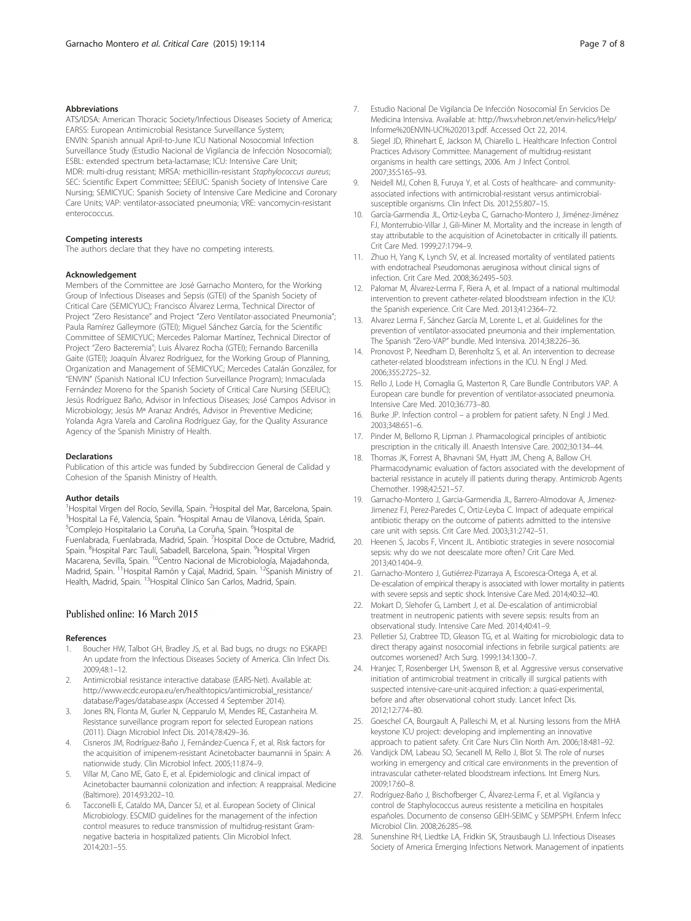### Abbreviations

ATS/IDSA: American Thoracic Society/Infectious Diseases Society of America; EARSS: European Antimicrobial Resistance Surveillance System; ENVIN: Spanish annual April-to-June ICU National Nosocomial Infection Surveillance Study (Estudio Nacional de Vigilancia de Infección Nosocomial); ESBL: extended spectrum beta-lactamase; ICU: Intensive Care Unit; MDR: multi-drug resistant; MRSA: methicillin-resistant *Staphylococcus aureus*; SEC: Scientific Expert Committee; SEEIUC: Spanish Society of Intensive Care Nursing; SEMICYUC: Spanish Society of Intensive Care Medicine and Coronary Care Units; VAP: ventilator-associated pneumonia; VRE: vancomycin-resistant enterococcus.

### Competing interests

The authors declare that they have no competing interests.

### Acknowledgement

Members of the Committee are José Garnacho Montero, for the Working Group of Infectious Diseases and Sepsis (GTEI) of the Spanish Society of Critical Care (SEMICYUC); Francisco Álvarez Lerma, Technical Director of Project "Zero Resistance" and Project "Zero Ventilator-associated Pneumonia"; Paula Ramírez Galleymore (GTEI); Miguel Sánchez García, for the Scientific Committee of SEMICYUC; Mercedes Palomar Martínez, Technical Director of Project "Zero Bacteremia"; Luis Álvarez Rocha (GTEI); Fernando Barcenilla Gaite (GTEI); Joaquín Álvarez Rodríguez, for the Working Group of Planning, Organization and Management of SEMICYUC; Mercedes Catalán González, for "ENVIN" (Spanish National ICU Infection Surveillance Program); Inmaculada Fernández Moreno for the Spanish Society of Critical Care Nursing (SEEIUC); Jesús Rodríguez Baño, Advisor in Infectious Diseases; José Campos Advisor in Microbiology; Jesús Mª Aranaz Andrés, Advisor in Preventive Medicine; Yolanda Agra Varela and Carolina Rodríguez Gay, for the Quality Assurance Agency of the Spanish Ministry of Health.

### Declarations

Publication of this article was funded by Subdireccion General de Calidad y Cohesion of the Spanish Ministry of Health.

### Author details

[1]Hospital Vírgen del Rocío, Sevilla, Spain. [2]Hospital del Mar, Barcelona, Spain. [3]Hospital La Fé, Valencia, Spain. [4]Hospital Arnau de Vilanova, Lérida, Spain. [5]Complejo Hospitalario La Coruña, La Coruña, Spain. [6]Hospital de Fuenlabrada, Fuenlabrada, Madrid, Spain. [7]Hospital Doce de Octubre, Madrid, Spain. [8]Hospital Parc Taulí, Sabadell, Barcelona, Spain. [9]Hospital Vírgen Macarena, Sevilla, Spain. [10]Centro Nacional de Microbiología, Majadahonda, Madrid, Spain. [11]Hospital Ramón y Cajal, Madrid, Spain. [12]Spanish Ministry of Health, Madrid, Spain. [13]Hospital Clínico San Carlos, Madrid, Spain.

Published online: 16 March 2015

### References

1. Boucher HW, Talbot GH, Bradley JS, et al. Bad bugs, no drugs: no ESKAPE! An update from the Infectious Diseases Society of America. Clin Infect Dis. 2009;48:1–12.
2. Antimicrobial resistance interactive database (EARS-Net). Available at: http://www.ecdc.europa.eu/en/healthtopics/antimicrobial_resistance/database/Pages/database.aspx (Accessed 4 September 2014).
3. Jones RN, Flonta M, Gurler N, Cepparulo M, Mendes RE, Castanheira M. Resistance surveillance program report for selected European nations (2011). Diagn Microbiol Infect Dis. 2014;78:429–36.
4. Cisneros JM, Rodríguez-Baño J, Fernández-Cuenca F, et al. Risk factors for the acquisition of imipenem-resistant Acinetobacter baumannii in Spain: A nationwide study. Clin Microbiol Infect. 2005;11:874–9.
5. Villar M, Cano ME, Gato E, et al. Epidemiologic and clinical impact of Acinetobacter baumannii colonization and infection: A reappraisal. Medicine (Baltimore). 2014;93:202–10.
6. Tacconelli E, Cataldo MA, Dancer SJ, et al. European Society of Clinical Microbiology. ESCMID guidelines for the management of the infection control measures to reduce transmission of multidrug-resistant Gram-negative bacteria in hospitalized patients. Clin Microbiol Infect. 2014;20:1–55.
7. Estudio Nacional De Vigilancia De Infección Nosocomial En Servicios De Medicina Intensiva. Available at: http://hws.vhebron.net/envin-helics/Help/Informe%20ENVIN-UCI%202013.pdf. Accessed Oct 22, 2014.
8. Siegel JD, Rhinehart E, Jackson M, Chiarello L. Healthcare Infection Control Practices Advisory Committee. Management of multidrug-resistant organisms in health care settings, 2006. Am J Infect Control. 2007;35:S165–93.
9. Neidell MJ, Cohen B, Furuya Y, et al. Costs of healthcare- and community-associated infections with antimicrobial-resistant versus antimicrobial-susceptible organisms. Clin Infect Dis. 2012;55:807–15.
10. García-Garmendia JL, Ortiz-Leyba C, Garnacho-Montero J, Jiménez-Jiménez FJ, Monterrubio-Villar J, Gili-Miner M. Mortality and the increase in length of stay attributable to the acquisition of Acinetobacter in critically ill patients. Crit Care Med. 1999;27:1794–9.
11. Zhuo H, Yang K, Lynch SV, et al. Increased mortality of ventilated patients with endotracheal Pseudomonas aeruginosa without clinical signs of infection. Crit Care Med. 2008;36:2495–503.
12. Palomar M, Álvarez-Lerma F, Riera A, et al. Impact of a national multimodal intervention to prevent catheter-related bloodstream infection in the ICU: the Spanish experience. Crit Care Med. 2013;41:2364–72.
13. Alvarez Lerma F, Sánchez García M, Lorente L, et al. Guidelines for the prevention of ventilator-associated pneumonia and their implementation. The Spanish "Zero-VAP" bundle. Med Intensiva. 2014;38:226–36.
14. Pronovost P, Needham D, Berenholtz S, et al. An intervention to decrease catheter-related bloodstream infections in the ICU. N Engl J Med. 2006;355:2725–32.
15. Rello J, Lode H, Cornaglia G, Masterton R, Care Bundle Contributors VAP. A European care bundle for prevention of ventilator-associated pneumonia. Intensive Care Med. 2010;36:773–80.
16. Burke JP. Infection control – a problem for patient safety. N Engl J Med. 2003;348:651–6.
17. Pinder M, Bellomo R, Lipman J. Pharmacological principles of antibiotic prescription in the critically ill. Anaesth Intensive Care. 2002;30:134–44.
18. Thomas JK, Forrest A, Bhavnani SM, Hyatt JM, Cheng A, Ballow CH. Pharmacodynamic evaluation of factors associated with the development of bacterial resistance in acutely ill patients during therapy. Antimicrob Agents Chemother. 1998;42:521–57.
19. Garnacho-Montero J, Garcia-Garmendia JL, Barrero-Almodovar A, Jimenez-Jimenez FJ, Perez-Paredes C, Ortiz-Leyba C. Impact of adequate empirical antibiotic therapy on the outcome of patients admitted to the intensive care unit with sepsis. Crit Care Med. 2003;31:2742–51.
20. Heenen S, Jacobs F, Vincent JL. Antibiotic strategies in severe nosocomial sepsis: why do we not deescalate more often? Crit Care Med. 2013;40:1404–9.
21. Garnacho-Montero J, Gutiérrez-Pizarraya A, Escoresca-Ortega A, et al. De-escalation of empirical therapy is associated with lower mortality in patients with severe sepsis and septic shock. Intensive Care Med. 2014;40:32–40.
22. Mokart D, Slehofer G, Lambert J, et al. De-escalation of antimicrobial treatment in neutropenic patients with severe sepsis: results from an observational study. Intensive Care Med. 2014;40:41–9.
23. Pelletier SJ, Crabtree TD, Gleason TG, et al. Waiting for microbiologic data to direct therapy against nosocomial infections in febrile surgical patients: are outcomes worsened? Arch Surg. 1999;134:1300–7.
24. Hranjec T, Rosenberger LH, Swenson B, et al. Aggressive versus conservative initiation of antimicrobial treatment in critically ill surgical patients with suspected intensive-care-unit-acquired infection: a quasi-experimental, before and after observational cohort study. Lancet Infect Dis. 2012;12:774–80.
25. Goeschel CA, Bourgault A, Palleschi M, et al. Nursing lessons from the MHA keystone ICU project: developing and implementing an innovative approach to patient safety. Crit Care Nurs Clin North Am. 2006;18:481–92.
26. Vandijck DM, Labeau SO, Secanell M, Rello J, Blot SI. The role of nurses working in emergency and critical care environments in the prevention of intravascular catheter-related bloodstream infections. Int Emerg Nurs. 2009;17:60–8.
27. Rodríguez-Baño J, Bischofberger C, Álvarez-Lerma F, et al. Vigilancia y control de Staphylococcus aureus resistente a meticilina en hospitales españoles. Documento de consenso GEIH-SEIMC y SEMPSPH. Enferm Infecc Microbiol Clin. 2008;26:285–98.
28. Sunenshine RH, Liedtke LA, Fridkin SK, Strausbaugh LJ. Infectious Diseases Society of America Emerging Infections Network. Management of inpatients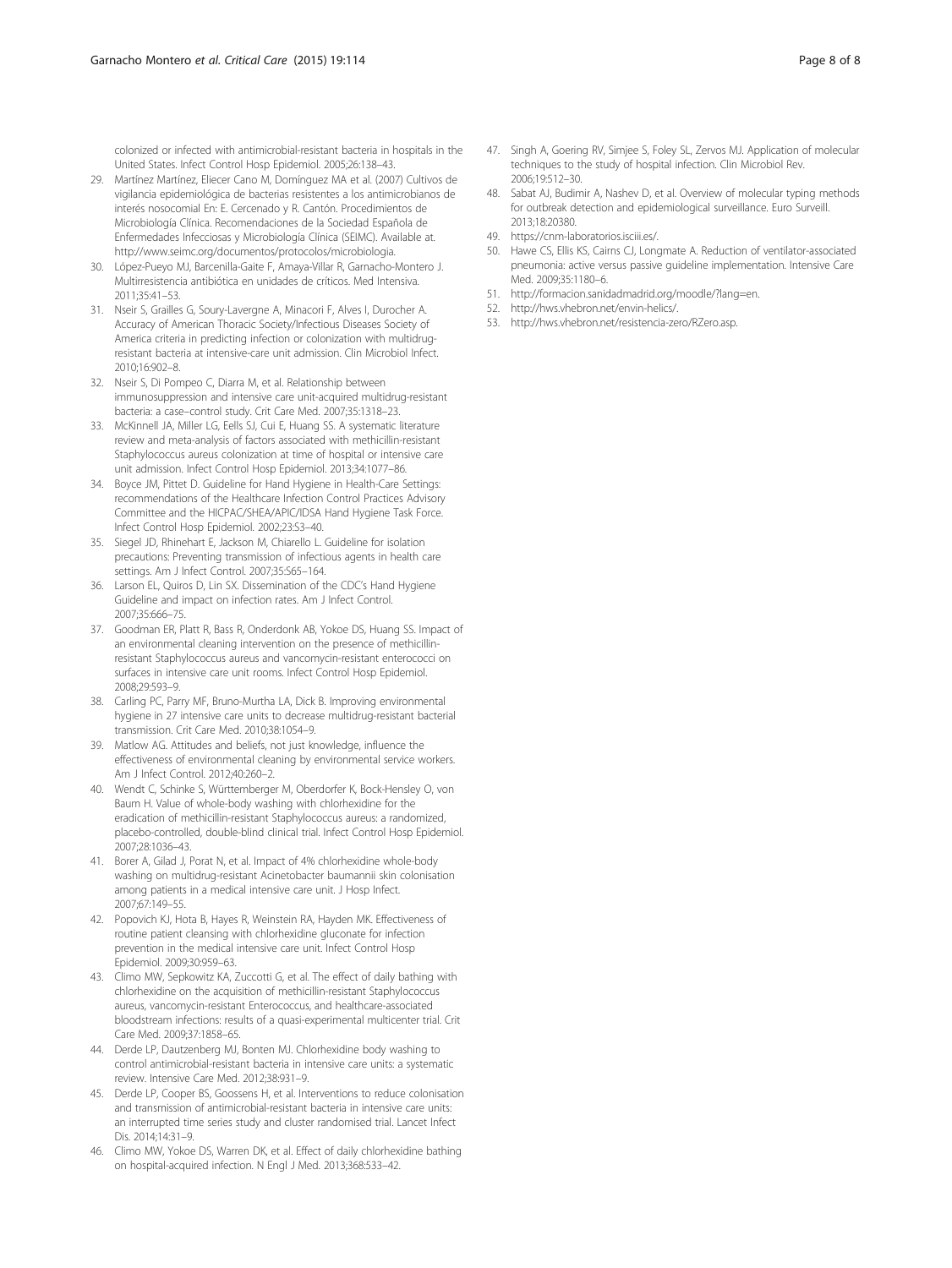colonized or infected with antimicrobial-resistant bacteria in hospitals in the United States. Infect Control Hosp Epidemiol. 2005;26:138–43.

29. Martínez Martínez, Eliecer Cano M, Domínguez MA et al. (2007) Cultivos de vigilancia epidemiológica de bacterias resistentes a los antimicrobianos de interés nosocomial En: E. Cercenado y R. Cantón. Procedimientos de Microbiología Clínica. Recomendaciones de la Sociedad Española de Enfermedades Infecciosas y Microbiología Clínica (SEIMC). Available at. http://www.seimc.org/documentos/protocolos/microbiologia.
30. López-Pueyo MJ, Barcenilla-Gaite F, Amaya-Villar R, Garnacho-Montero J. Multirresistencia antibiótica en unidades de críticos. Med Intensiva. 2011;35:41–53.
31. Nseir S, Grailles G, Soury-Lavergne A, Minacori F, Alves I, Durocher A. Accuracy of American Thoracic Society/Infectious Diseases Society of America criteria in predicting infection or colonization with multidrug-resistant bacteria at intensive-care unit admission. Clin Microbiol Infect. 2010;16:902–8.
32. Nseir S, Di Pompeo C, Diarra M, et al. Relationship between immunosuppression and intensive care unit-acquired multidrug-resistant bacteria: a case–control study. Crit Care Med. 2007;35:1318–23.
33. McKinnell JA, Miller LG, Eells SJ, Cui E, Huang SS. A systematic literature review and meta-analysis of factors associated with methicillin-resistant Staphylococcus aureus colonization at time of hospital or intensive care unit admission. Infect Control Hosp Epidemiol. 2013;34:1077–86.
34. Boyce JM, Pittet D. Guideline for Hand Hygiene in Health-Care Settings: recommendations of the Healthcare Infection Control Practices Advisory Committee and the HICPAC/SHEA/APIC/IDSA Hand Hygiene Task Force. Infect Control Hosp Epidemiol. 2002;23:S3–40.
35. Siegel JD, Rhinehart E, Jackson M, Chiarello L. Guideline for isolation precautions: Preventing transmission of infectious agents in health care settings. Am J Infect Control. 2007;35:S65–164.
36. Larson EL, Quiros D, Lin SX. Dissemination of the CDC's Hand Hygiene Guideline and impact on infection rates. Am J Infect Control. 2007;35:666–75.
37. Goodman ER, Platt R, Bass R, Onderdonk AB, Yokoe DS, Huang SS. Impact of an environmental cleaning intervention on the presence of methicillin-resistant Staphylococcus aureus and vancomycin-resistant enterococci on surfaces in intensive care unit rooms. Infect Control Hosp Epidemiol. 2008;29:593–9.
38. Carling PC, Parry MF, Bruno-Murtha LA, Dick B. Improving environmental hygiene in 27 intensive care units to decrease multidrug-resistant bacterial transmission. Crit Care Med. 2010;38:1054–9.
39. Matlow AG. Attitudes and beliefs, not just knowledge, influence the effectiveness of environmental cleaning by environmental service workers. Am J Infect Control. 2012;40:260–2.
40. Wendt C, Schinke S, Württemberger M, Oberdorfer K, Bock-Hensley O, von Baum H. Value of whole-body washing with chlorhexidine for the eradication of methicillin-resistant Staphylococcus aureus: a randomized, placebo-controlled, double-blind clinical trial. Infect Control Hosp Epidemiol. 2007;28:1036–43.
41. Borer A, Gilad J, Porat N, et al. Impact of 4% chlorhexidine whole-body washing on multidrug-resistant Acinetobacter baumannii skin colonisation among patients in a medical intensive care unit. J Hosp Infect. 2007;67:149–55.
42. Popovich KJ, Hota B, Hayes R, Weinstein RA, Hayden MK. Effectiveness of routine patient cleansing with chlorhexidine gluconate for infection prevention in the medical intensive care unit. Infect Control Hosp Epidemiol. 2009;30:959–63.
43. Climo MW, Sepkowitz KA, Zuccotti G, et al. The effect of daily bathing with chlorhexidine on the acquisition of methicillin-resistant Staphylococcus aureus, vancomycin-resistant Enterococcus, and healthcare-associated bloodstream infections: results of a quasi-experimental multicenter trial. Crit Care Med. 2009;37:1858–65.
44. Derde LP, Dautzenberg MJ, Bonten MJ. Chlorhexidine body washing to control antimicrobial-resistant bacteria in intensive care units: a systematic review. Intensive Care Med. 2012;38:931–9.
45. Derde LP, Cooper BS, Goossens H, et al. Interventions to reduce colonisation and transmission of antimicrobial-resistant bacteria in intensive care units: an interrupted time series study and cluster randomised trial. Lancet Infect Dis. 2014;14:31–9.
46. Climo MW, Yokoe DS, Warren DK, et al. Effect of daily chlorhexidine bathing on hospital-acquired infection. N Engl J Med. 2013;368:533–42.
47. Singh A, Goering RV, Simjee S, Foley SL, Zervos MJ. Application of molecular techniques to the study of hospital infection. Clin Microbiol Rev. 2006;19:512–30.
48. Sabat AJ, Budimir A, Nashev D, et al. Overview of molecular typing methods for outbreak detection and epidemiological surveillance. Euro Surveill. 2013;18:20380.
49. https://cnm-laboratorios.isciii.es/.
50. Hawe CS, Ellis KS, Cairns CJ, Longmate A. Reduction of ventilator-associated pneumonia: active versus passive guideline implementation. Intensive Care Med. 2009;35:1180–6.
51. http://formacion.sanidadmadrid.org/moodle/?lang=en.
52. http://hws.vhebron.net/envin-helics/.
53. http://hws.vhebron.net/resistencia-zero/RZero.asp.